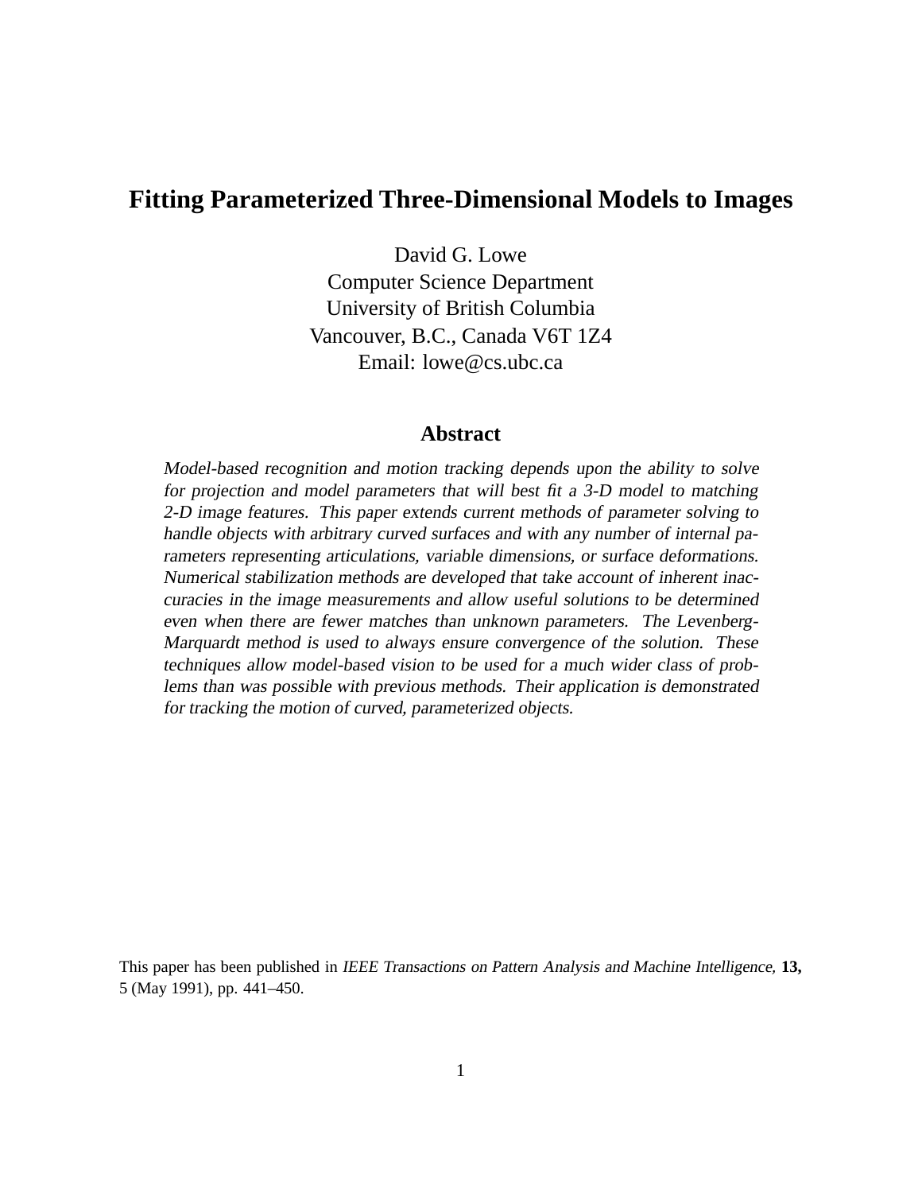# Fitting Parameterized Three-Dimensional Models to Images

David G. Lowe
Computer Science Department
University of British Columbia
Vancouver, B.C., Canada V6T 1Z4
Email: lowe@cs.ubc.ca

## Abstract

*Model-based recognition and motion tracking depends upon the ability to solve for projection and model parameters that will best fit a 3-D model to matching 2-D image features. This paper extends current methods of parameter solving to handle objects with arbitrary curved surfaces and with any number of internal parameters representing articulations, variable dimensions, or surface deformations. Numerical stabilization methods are developed that take account of inherent inaccuracies in the image measurements and allow useful solutions to be determined even when there are fewer matches than unknown parameters. The Levenberg-Marquardt method is used to always ensure convergence of the solution. These techniques allow model-based vision to be used for a much wider class of problems than was possible with previous methods. Their application is demonstrated for tracking the motion of curved, parameterized objects.*

This paper has been published in *IEEE Transactions on Pattern Analysis and Machine Intelligence,* **13,** 5 (May 1991), pp. 441–450.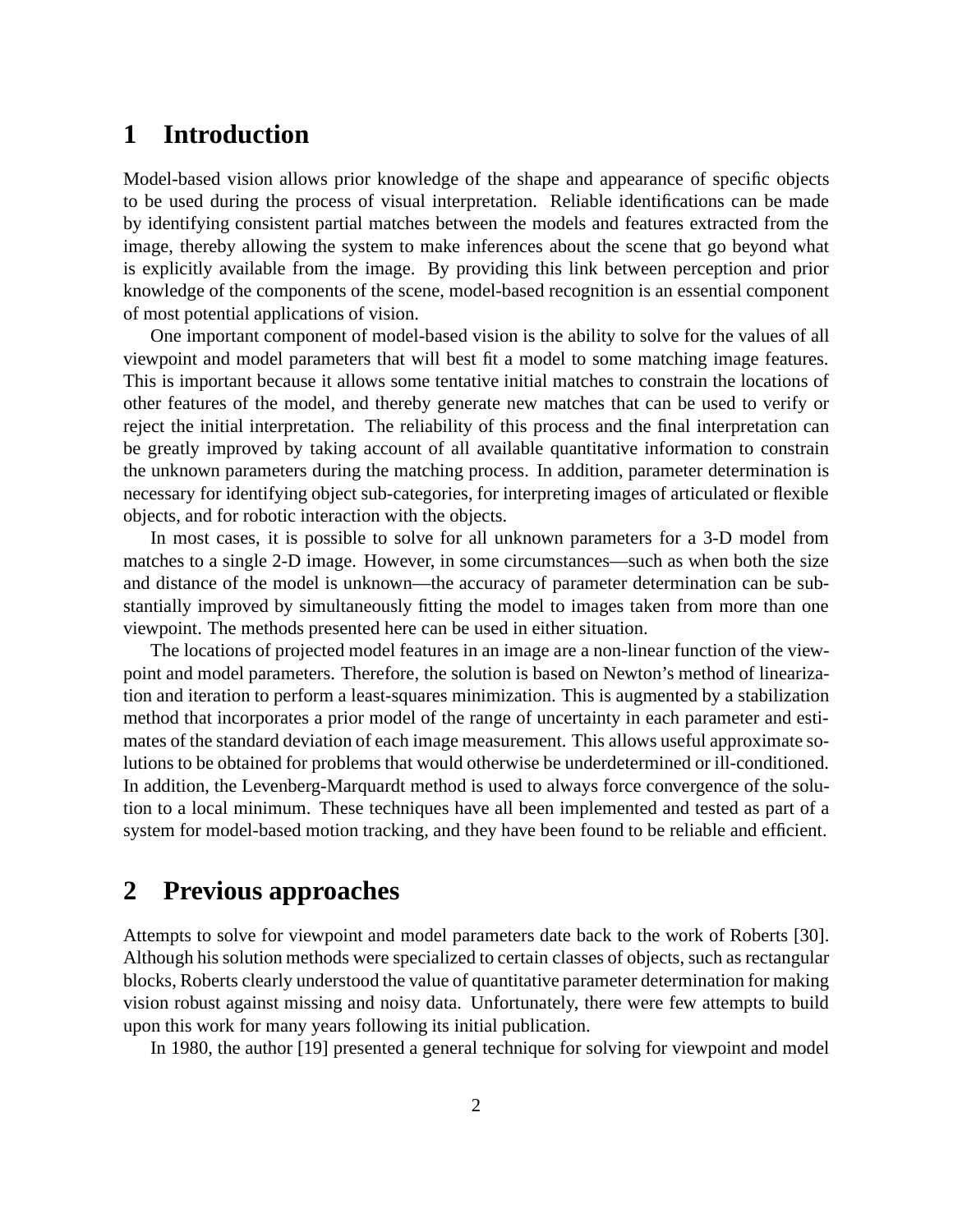# 1 Introduction

Model-based vision allows prior knowledge of the shape and appearance of specific objects to be used during the process of visual interpretation. Reliable identifications can be made by identifying consistent partial matches between the models and features extracted from the image, thereby allowing the system to make inferences about the scene that go beyond what is explicitly available from the image. By providing this link between perception and prior knowledge of the components of the scene, model-based recognition is an essential component of most potential applications of vision.

One important component of model-based vision is the ability to solve for the values of all viewpoint and model parameters that will best fit a model to some matching image features. This is important because it allows some tentative initial matches to constrain the locations of other features of the model, and thereby generate new matches that can be used to verify or reject the initial interpretation. The reliability of this process and the final interpretation can be greatly improved by taking account of all available quantitative information to constrain the unknown parameters during the matching process. In addition, parameter determination is necessary for identifying object sub-categories, for interpreting images of articulated or flexible objects, and for robotic interaction with the objects.

In most cases, it is possible to solve for all unknown parameters for a 3-D model from matches to a single 2-D image. However, in some circumstances—such as when both the size and distance of the model is unknown—the accuracy of parameter determination can be substantially improved by simultaneously fitting the model to images taken from more than one viewpoint. The methods presented here can be used in either situation.

The locations of projected model features in an image are a non-linear function of the viewpoint and model parameters. Therefore, the solution is based on Newton's method of linearization and iteration to perform a least-squares minimization. This is augmented by a stabilization method that incorporates a prior model of the range of uncertainty in each parameter and estimates of the standard deviation of each image measurement. This allows useful approximate solutions to be obtained for problems that would otherwise be underdetermined or ill-conditioned. In addition, the Levenberg-Marquardt method is used to always force convergence of the solution to a local minimum. These techniques have all been implemented and tested as part of a system for model-based motion tracking, and they have been found to be reliable and efficient.

# 2 Previous approaches

Attempts to solve for viewpoint and model parameters date back to the work of Roberts [30]. Although his solution methods were specialized to certain classes of objects, such as rectangular blocks, Roberts clearly understood the value of quantitative parameter determination for making vision robust against missing and noisy data. Unfortunately, there were few attempts to build upon this work for many years following its initial publication.

In 1980, the author [19] presented a general technique for solving for viewpoint and model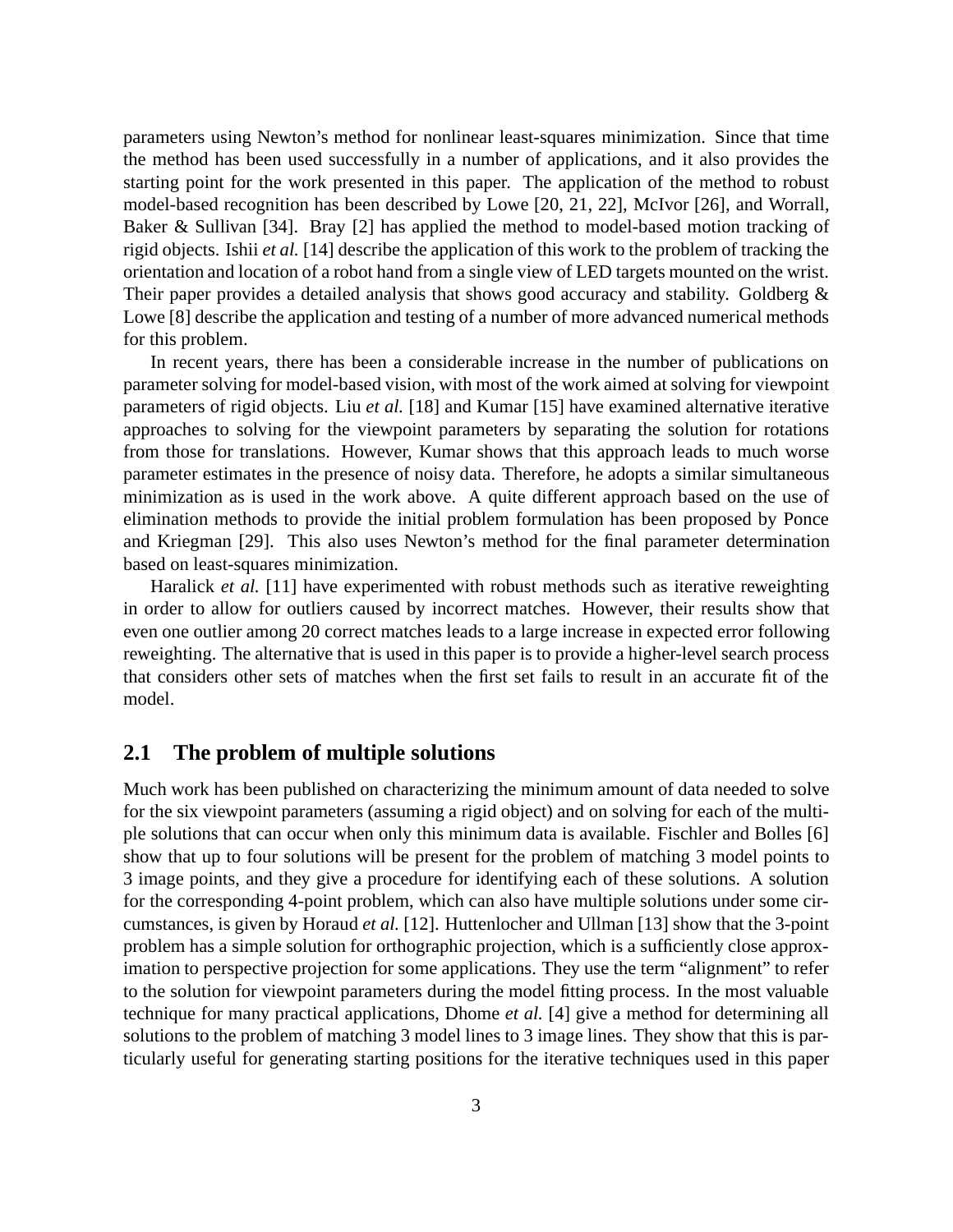parameters using Newton's method for nonlinear least-squares minimization. Since that time the method has been used successfully in a number of applications, and it also provides the starting point for the work presented in this paper. The application of the method to robust model-based recognition has been described by Lowe [20, 21, 22], McIvor [26], and Worrall, Baker & Sullivan [34]. Bray [2] has applied the method to model-based motion tracking of rigid objects. Ishii *et al.* [14] describe the application of this work to the problem of tracking the orientation and location of a robot hand from a single view of LED targets mounted on the wrist. Their paper provides a detailed analysis that shows good accuracy and stability. Goldberg & Lowe [8] describe the application and testing of a number of more advanced numerical methods for this problem.

In recent years, there has been a considerable increase in the number of publications on parameter solving for model-based vision, with most of the work aimed at solving for viewpoint parameters of rigid objects. Liu *et al.* [18] and Kumar [15] have examined alternative iterative approaches to solving for the viewpoint parameters by separating the solution for rotations from those for translations. However, Kumar shows that this approach leads to much worse parameter estimates in the presence of noisy data. Therefore, he adopts a similar simultaneous minimization as is used in the work above. A quite different approach based on the use of elimination methods to provide the initial problem formulation has been proposed by Ponce and Kriegman [29]. This also uses Newton's method for the final parameter determination based on least-squares minimization.

Haralick *et al.* [11] have experimented with robust methods such as iterative reweighting in order to allow for outliers caused by incorrect matches. However, their results show that even one outlier among 20 correct matches leads to a large increase in expected error following reweighting. The alternative that is used in this paper is to provide a higher-level search process that considers other sets of matches when the first set fails to result in an accurate fit of the model.

## 2.1 The problem of multiple solutions

Much work has been published on characterizing the minimum amount of data needed to solve for the six viewpoint parameters (assuming a rigid object) and on solving for each of the multiple solutions that can occur when only this minimum data is available. Fischler and Bolles [6] show that up to four solutions will be present for the problem of matching 3 model points to 3 image points, and they give a procedure for identifying each of these solutions. A solution for the corresponding 4-point problem, which can also have multiple solutions under some circumstances, is given by Horaud *et al.* [12]. Huttenlocher and Ullman [13] show that the 3-point problem has a simple solution for orthographic projection, which is a sufficiently close approximation to perspective projection for some applications. They use the term "alignment" to refer to the solution for viewpoint parameters during the model fitting process. In the most valuable technique for many practical applications, Dhome *et al.* [4] give a method for determining all solutions to the problem of matching 3 model lines to 3 image lines. They show that this is particularly useful for generating starting positions for the iterative techniques used in this paper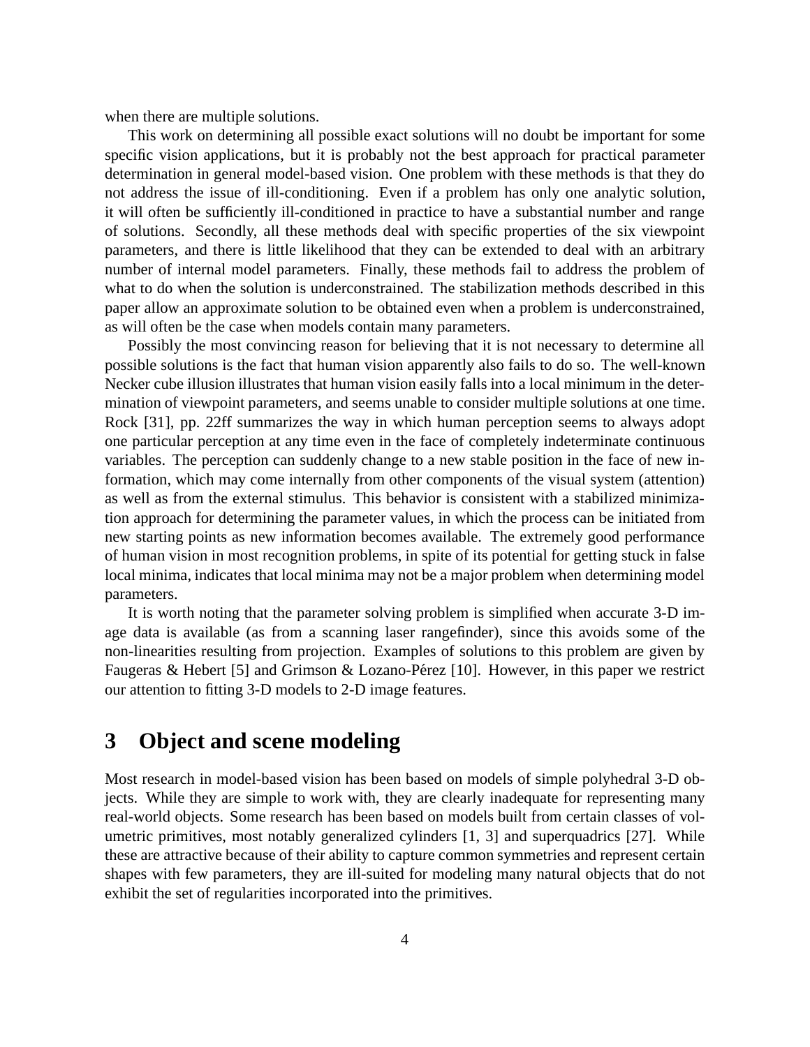when there are multiple solutions.

This work on determining all possible exact solutions will no doubt be important for some specific vision applications, but it is probably not the best approach for practical parameter determination in general model-based vision. One problem with these methods is that they do not address the issue of ill-conditioning. Even if a problem has only one analytic solution, it will often be sufficiently ill-conditioned in practice to have a substantial number and range of solutions. Secondly, all these methods deal with specific properties of the six viewpoint parameters, and there is little likelihood that they can be extended to deal with an arbitrary number of internal model parameters. Finally, these methods fail to address the problem of what to do when the solution is underconstrained. The stabilization methods described in this paper allow an approximate solution to be obtained even when a problem is underconstrained, as will often be the case when models contain many parameters.

Possibly the most convincing reason for believing that it is not necessary to determine all possible solutions is the fact that human vision apparently also fails to do so. The well-known Necker cube illusion illustrates that human vision easily falls into a local minimum in the determination of viewpoint parameters, and seems unable to consider multiple solutions at one time. Rock [31], pp. 22ff summarizes the way in which human perception seems to always adopt one particular perception at any time even in the face of completely indeterminate continuous variables. The perception can suddenly change to a new stable position in the face of new information, which may come internally from other components of the visual system (attention) as well as from the external stimulus. This behavior is consistent with a stabilized minimization approach for determining the parameter values, in which the process can be initiated from new starting points as new information becomes available. The extremely good performance of human vision in most recognition problems, in spite of its potential for getting stuck in false local minima, indicates that local minima may not be a major problem when determining model parameters.

It is worth noting that the parameter solving problem is simplified when accurate 3-D image data is available (as from a scanning laser rangefinder), since this avoids some of the non-linearities resulting from projection. Examples of solutions to this problem are given by Faugeras & Hebert [5] and Grimson & Lozano-Pérez [10]. However, in this paper we restrict our attention to fitting 3-D models to 2-D image features.

# 3 Object and scene modeling

Most research in model-based vision has been based on models of simple polyhedral 3-D objects. While they are simple to work with, they are clearly inadequate for representing many real-world objects. Some research has been based on models built from certain classes of volumetric primitives, most notably generalized cylinders [1, 3] and superquadrics [27]. While these are attractive because of their ability to capture common symmetries and represent certain shapes with few parameters, they are ill-suited for modeling many natural objects that do not exhibit the set of regularities incorporated into the primitives.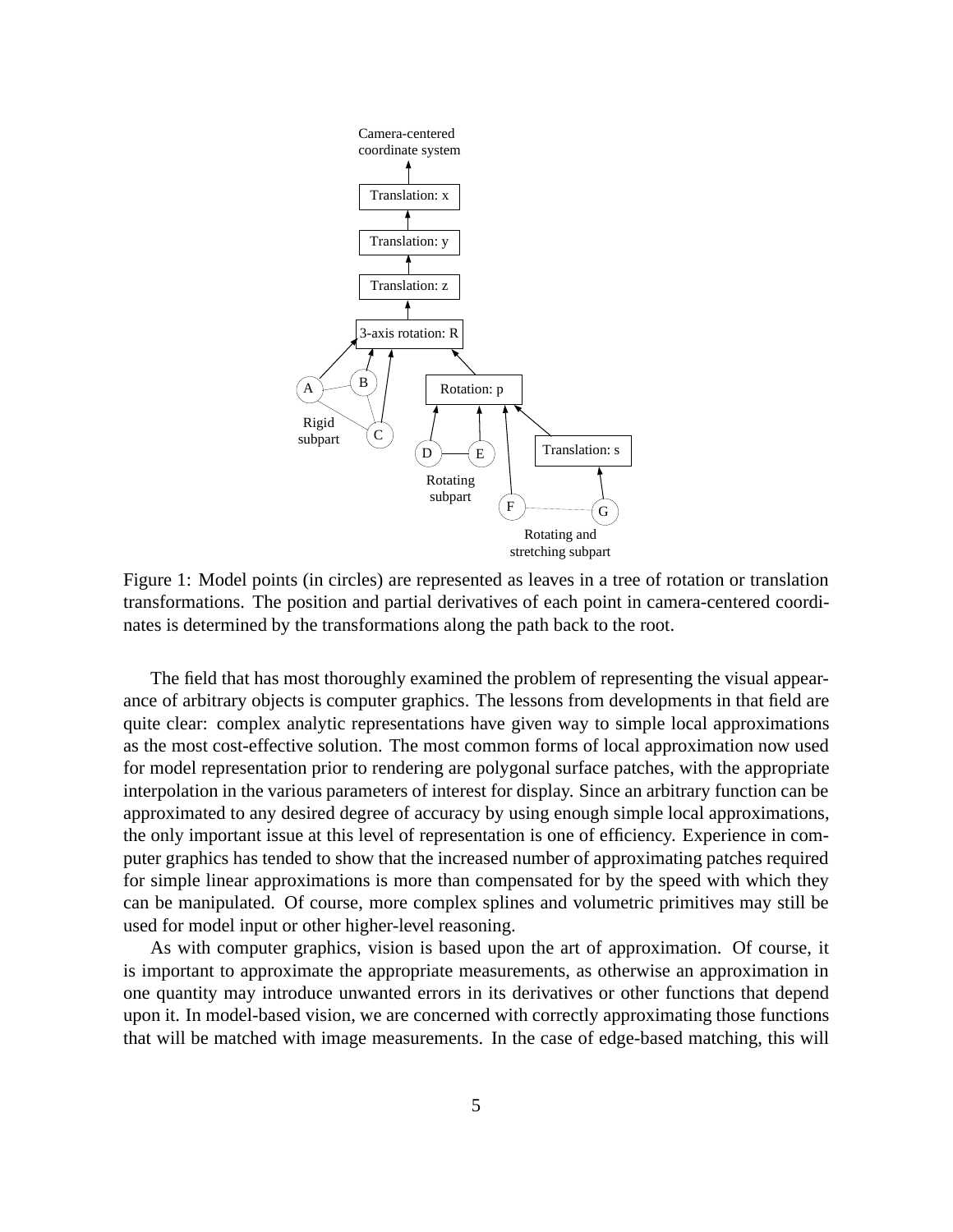Figure 1: Model points (in circles) are represented as leaves in a tree of rotation or translation transformations. The position and partial derivatives of each point in camera-centered coordinates is determined by the transformations along the path back to the root.

The field that has most thoroughly examined the problem of representing the visual appearance of arbitrary objects is computer graphics. The lessons from developments in that field are quite clear: complex analytic representations have given way to simple local approximations as the most cost-effective solution. The most common forms of local approximation now used for model representation prior to rendering are polygonal surface patches, with the appropriate interpolation in the various parameters of interest for display. Since an arbitrary function can be approximated to any desired degree of accuracy by using enough simple local approximations, the only important issue at this level of representation is one of efficiency. Experience in computer graphics has tended to show that the increased number of approximating patches required for simple linear approximations is more than compensated for by the speed with which they can be manipulated. Of course, more complex splines and volumetric primitives may still be used for model input or other higher-level reasoning.

As with computer graphics, vision is based upon the art of approximation. Of course, it is important to approximate the appropriate measurements, as otherwise an approximation in one quantity may introduce unwanted errors in its derivatives or other functions that depend upon it. In model-based vision, we are concerned with correctly approximating those functions that will be matched with image measurements. In the case of edge-based matching, this will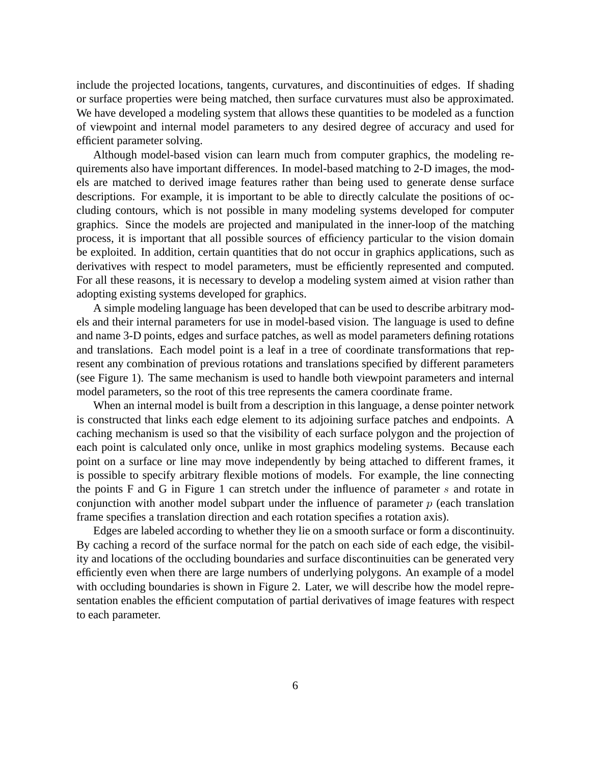include the projected locations, tangents, curvatures, and discontinuities of edges. If shading or surface properties were being matched, then surface curvatures must also be approximated. We have developed a modeling system that allows these quantities to be modeled as a function of viewpoint and internal model parameters to any desired degree of accuracy and used for efficient parameter solving.

Although model-based vision can learn much from computer graphics, the modeling requirements also have important differences. In model-based matching to 2-D images, the models are matched to derived image features rather than being used to generate dense surface descriptions. For example, it is important to be able to directly calculate the positions of occluding contours, which is not possible in many modeling systems developed for computer graphics. Since the models are projected and manipulated in the inner-loop of the matching process, it is important that all possible sources of efficiency particular to the vision domain be exploited. In addition, certain quantities that do not occur in graphics applications, such as derivatives with respect to model parameters, must be efficiently represented and computed. For all these reasons, it is necessary to develop a modeling system aimed at vision rather than adopting existing systems developed for graphics.

A simple modeling language has been developed that can be used to describe arbitrary models and their internal parameters for use in model-based vision. The language is used to define and name 3-D points, edges and surface patches, as well as model parameters defining rotations and translations. Each model point is a leaf in a tree of coordinate transformations that represent any combination of previous rotations and translations specified by different parameters (see Figure 1). The same mechanism is used to handle both viewpoint parameters and internal model parameters, so the root of this tree represents the camera coordinate frame.

When an internal model is built from a description in this language, a dense pointer network is constructed that links each edge element to its adjoining surface patches and endpoints. A caching mechanism is used so that the visibility of each surface polygon and the projection of each point is calculated only once, unlike in most graphics modeling systems. Because each point on a surface or line may move independently by being attached to different frames, it is possible to specify arbitrary flexible motions of models. For example, the line connecting the points F and G in Figure 1 can stretch under the influence of parameter $s$ and rotate in conjunction with another model subpart under the influence of parameter $p$ (each translation frame specifies a translation direction and each rotation specifies a rotation axis).

Edges are labeled according to whether they lie on a smooth surface or form a discontinuity. By caching a record of the surface normal for the patch on each side of each edge, the visibility and locations of the occluding boundaries and surface discontinuities can be generated very efficiently even when there are large numbers of underlying polygons. An example of a model with occluding boundaries is shown in Figure 2. Later, we will describe how the model representation enables the efficient computation of partial derivatives of image features with respect to each parameter.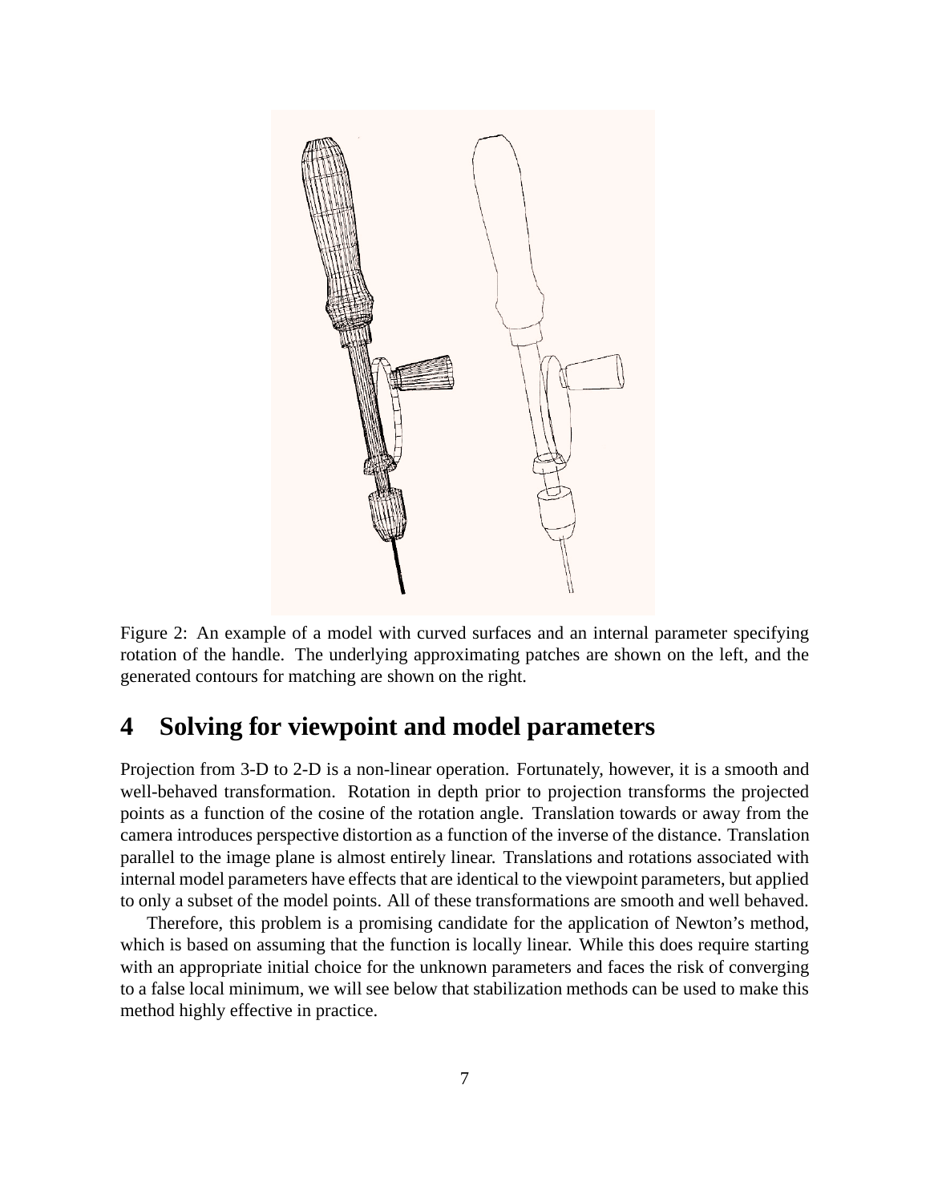Figure 2: An example of a model with curved surfaces and an internal parameter specifying rotation of the handle. The underlying approximating patches are shown on the left, and the generated contours for matching are shown on the right.

## 4 Solving for viewpoint and model parameters

Projection from 3-D to 2-D is a non-linear operation. Fortunately, however, it is a smooth and well-behaved transformation. Rotation in depth prior to projection transforms the projected points as a function of the cosine of the rotation angle. Translation towards or away from the camera introduces perspective distortion as a function of the inverse of the distance. Translation parallel to the image plane is almost entirely linear. Translations and rotations associated with internal model parameters have effects that are identical to the viewpoint parameters, but applied to only a subset of the model points. All of these transformations are smooth and well behaved.

Therefore, this problem is a promising candidate for the application of Newton's method, which is based on assuming that the function is locally linear. While this does require starting with an appropriate initial choice for the unknown parameters and faces the risk of converging to a false local minimum, we will see below that stabilization methods can be used to make this method highly effective in practice.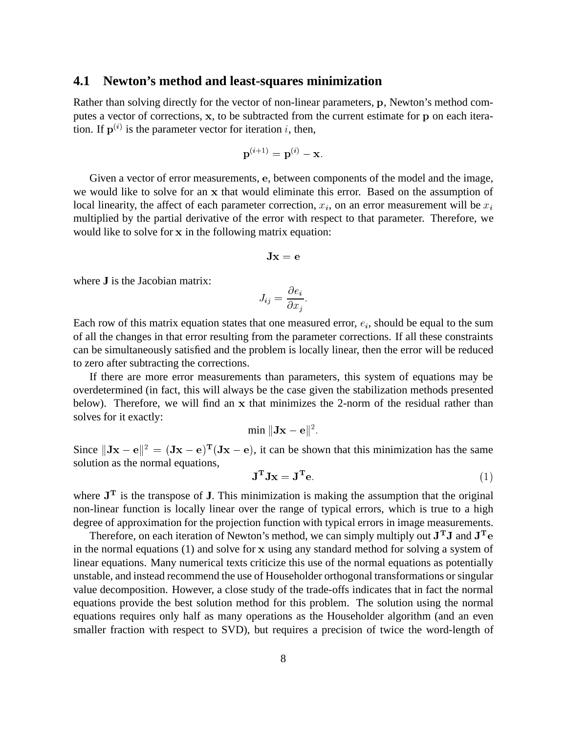## 4.1 Newton's method and least-squares minimization

Rather than solving directly for the vector of non-linear parameters, $\mathbf{p}$, Newton's method computes a vector of corrections, $\mathbf{x}$, to be subtracted from the current estimate for $\mathbf{p}$ on each iteration. If $\mathbf{p}^{(i)}$ is the parameter vector for iteration $i$, then,

$$\mathbf{p}^{(i+1)} = \mathbf{p}^{(i)} - \mathbf{x}.$$

Given a vector of error measurements, $\mathbf{e}$, between components of the model and the image, we would like to solve for an $\mathbf{x}$ that would eliminate this error. Based on the assumption of local linearity, the affect of each parameter correction, $x_i$, on an error measurement will be $x_i$ multiplied by the partial derivative of the error with respect to that parameter. Therefore, we would like to solve for $\mathbf{x}$ in the following matrix equation:

$$\mathbf{J}\mathbf{x} = \mathbf{e}$$

where **J** is the Jacobian matrix:

$$J_{ij} = \frac{\partial e_i}{\partial x_j}.$$

Each row of this matrix equation states that one measured error, $e_i$, should be equal to the sum of all the changes in that error resulting from the parameter corrections. If all these constraints can be simultaneously satisfied and the problem is locally linear, then the error will be reduced to zero after subtracting the corrections.

If there are more error measurements than parameters, this system of equations may be overdetermined (in fact, this will always be the case given the stabilization methods presented below). Therefore, we will find an $\mathbf{x}$ that minimizes the 2-norm of the residual rather than solves for it exactly:

$$\min \|\mathbf{J}\mathbf{x} - \mathbf{e}\|^2.$$

Since $\|\mathbf{J}\mathbf{x} - \mathbf{e}\|^2 = (\mathbf{J}\mathbf{x} - \mathbf{e})^{\mathbf{T}}(\mathbf{J}\mathbf{x} - \mathbf{e})$, it can be shown that this minimization has the same solution as the normal equations,

$$\mathbf{J}^{\mathbf{T}}\mathbf{J}\mathbf{x} = \mathbf{J}^{\mathbf{T}}\mathbf{e}. \tag{1}$$

where $\mathbf{J}^{\mathbf{T}}$ is the transpose of **J**. This minimization is making the assumption that the original non-linear function is locally linear over the range of typical errors, which is true to a high degree of approximation for the projection function with typical errors in image measurements.

Therefore, on each iteration of Newton's method, we can simply multiply out $\mathbf{J}^{\mathbf{T}}\mathbf{J}$ and $\mathbf{J}^{\mathbf{T}}\mathbf{e}$ in the normal equations (1) and solve for $\mathbf{x}$ using any standard method for solving a system of linear equations. Many numerical texts criticize this use of the normal equations as potentially unstable, and instead recommend the use of Householder orthogonal transformations or singular value decomposition. However, a close study of the trade-offs indicates that in fact the normal equations provide the best solution method for this problem. The solution using the normal equations requires only half as many operations as the Householder algorithm (and an even smaller fraction with respect to SVD), but requires a precision of twice the word-length of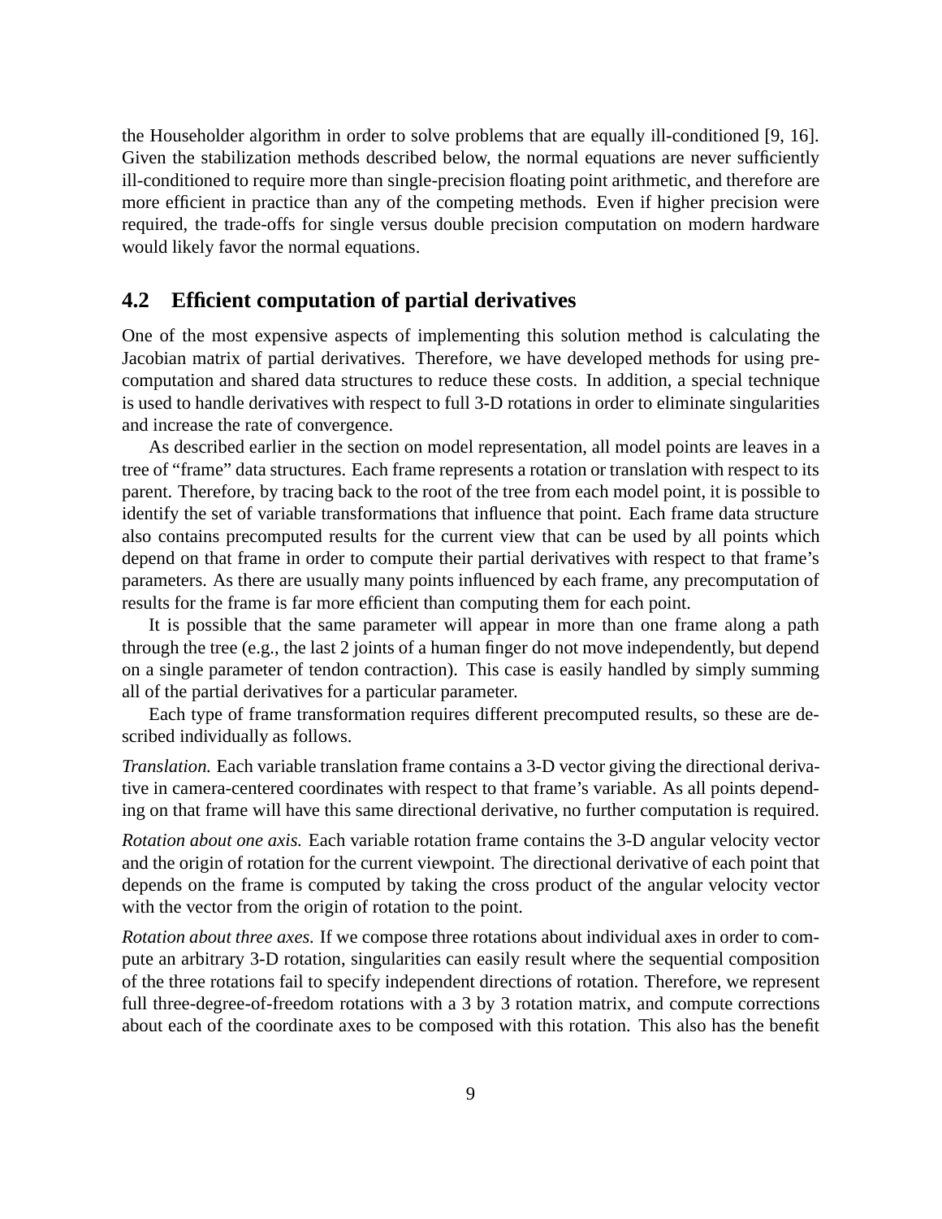the Householder algorithm in order to solve problems that are equally ill-conditioned [9, 16]. Given the stabilization methods described below, the normal equations are never sufficiently ill-conditioned to require more than single-precision floating point arithmetic, and therefore are more efficient in practice than any of the competing methods. Even if higher precision were required, the trade-offs for single versus double precision computation on modern hardware would likely favor the normal equations.

## 4.2 Efficient computation of partial derivatives

One of the most expensive aspects of implementing this solution method is calculating the Jacobian matrix of partial derivatives. Therefore, we have developed methods for using precomputation and shared data structures to reduce these costs. In addition, a special technique is used to handle derivatives with respect to full 3-D rotations in order to eliminate singularities and increase the rate of convergence.

As described earlier in the section on model representation, all model points are leaves in a tree of "frame" data structures. Each frame represents a rotation or translation with respect to its parent. Therefore, by tracing back to the root of the tree from each model point, it is possible to identify the set of variable transformations that influence that point. Each frame data structure also contains precomputed results for the current view that can be used by all points which depend on that frame in order to compute their partial derivatives with respect to that frame's parameters. As there are usually many points influenced by each frame, any precomputation of results for the frame is far more efficient than computing them for each point.

It is possible that the same parameter will appear in more than one frame along a path through the tree (e.g., the last 2 joints of a human finger do not move independently, but depend on a single parameter of tendon contraction). This case is easily handled by simply summing all of the partial derivatives for a particular parameter.

Each type of frame transformation requires different precomputed results, so these are described individually as follows.

*Translation.* Each variable translation frame contains a 3-D vector giving the directional derivative in camera-centered coordinates with respect to that frame's variable. As all points depending on that frame will have this same directional derivative, no further computation is required.

*Rotation about one axis.* Each variable rotation frame contains the 3-D angular velocity vector and the origin of rotation for the current viewpoint. The directional derivative of each point that depends on the frame is computed by taking the cross product of the angular velocity vector with the vector from the origin of rotation to the point.

*Rotation about three axes.* If we compose three rotations about individual axes in order to compute an arbitrary 3-D rotation, singularities can easily result where the sequential composition of the three rotations fail to specify independent directions of rotation. Therefore, we represent full three-degree-of-freedom rotations with a 3 by 3 rotation matrix, and compute corrections about each of the coordinate axes to be composed with this rotation. This also has the benefit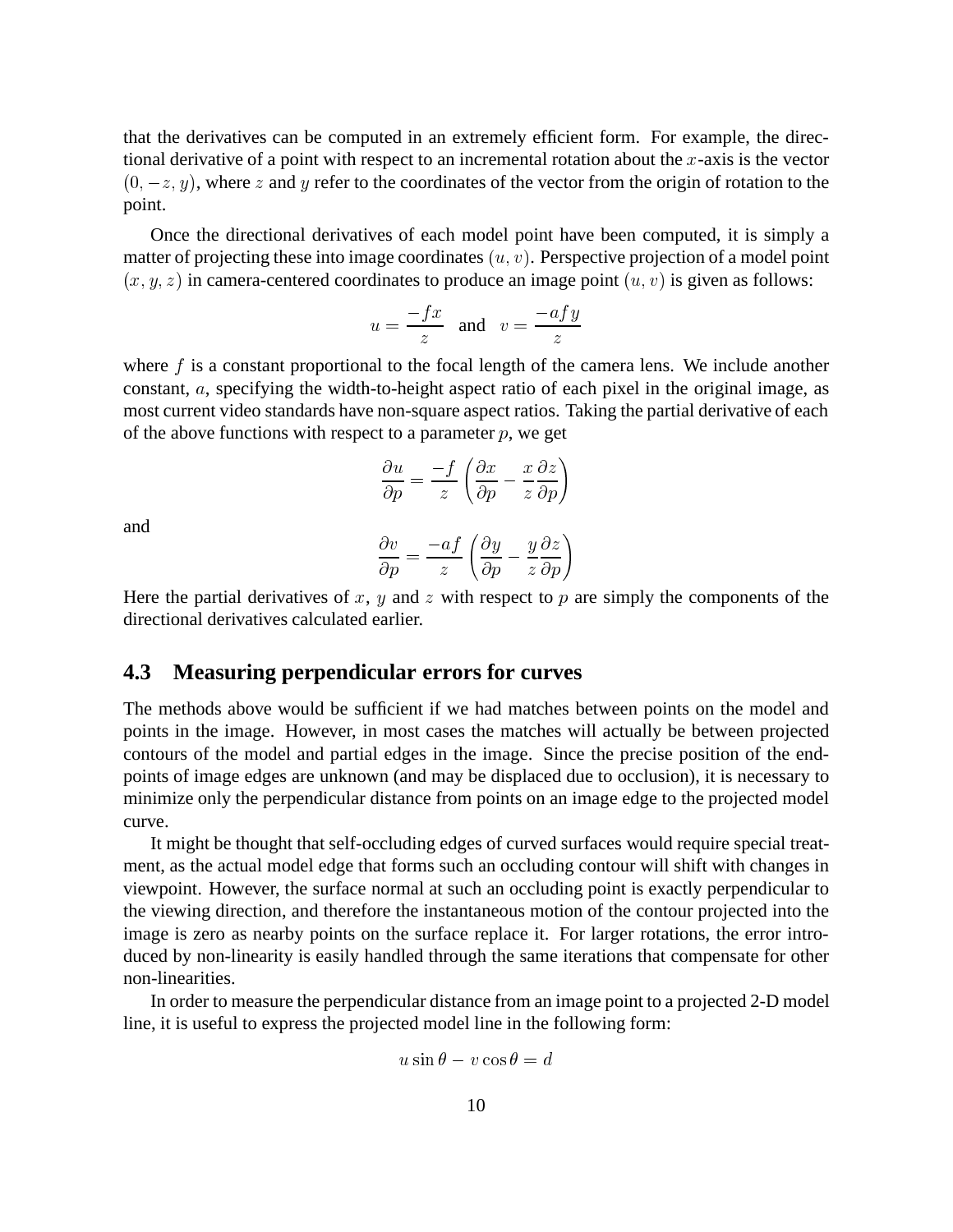that the derivatives can be computed in an extremely efficient form. For example, the directional derivative of a point with respect to an incremental rotation about the $x$-axis is the vector $(0, -z, y)$, where $z$ and $y$ refer to the coordinates of the vector from the origin of rotation to the point.

Once the directional derivatives of each model point have been computed, it is simply a matter of projecting these into image coordinates $(u, v)$. Perspective projection of a model point $(x, y, z)$ in camera-centered coordinates to produce an image point $(u, v)$ is given as follows:

$$u = \frac{-fx}{z} \quad \text{and} \quad v = \frac{-afy}{z}$$

where $f$ is a constant proportional to the focal length of the camera lens. We include another constant, $a$, specifying the width-to-height aspect ratio of each pixel in the original image, as most current video standards have non-square aspect ratios. Taking the partial derivative of each of the above functions with respect to a parameter $p$, we get

$$\frac{\partial u}{\partial p} = \frac{-f}{z}\left(\frac{\partial x}{\partial p} - \frac{x}{z}\frac{\partial z}{\partial p}\right)$$

and

$$\frac{\partial v}{\partial p} = \frac{-af}{z}\left(\frac{\partial y}{\partial p} - \frac{y}{z}\frac{\partial z}{\partial p}\right)$$

Here the partial derivatives of $x$, $y$ and $z$ with respect to $p$ are simply the components of the directional derivatives calculated earlier.

## 4.3 Measuring perpendicular errors for curves

The methods above would be sufficient if we had matches between points on the model and points in the image. However, in most cases the matches will actually be between projected contours of the model and partial edges in the image. Since the precise position of the endpoints of image edges are unknown (and may be displaced due to occlusion), it is necessary to minimize only the perpendicular distance from points on an image edge to the projected model curve.

It might be thought that self-occluding edges of curved surfaces would require special treatment, as the actual model edge that forms such an occluding contour will shift with changes in viewpoint. However, the surface normal at such an occluding point is exactly perpendicular to the viewing direction, and therefore the instantaneous motion of the contour projected into the image is zero as nearby points on the surface replace it. For larger rotations, the error introduced by non-linearity is easily handled through the same iterations that compensate for other non-linearities.

In order to measure the perpendicular distance from an image point to a projected 2-D model line, it is useful to express the projected model line in the following form:

$$u \sin\theta - v \cos\theta = d$$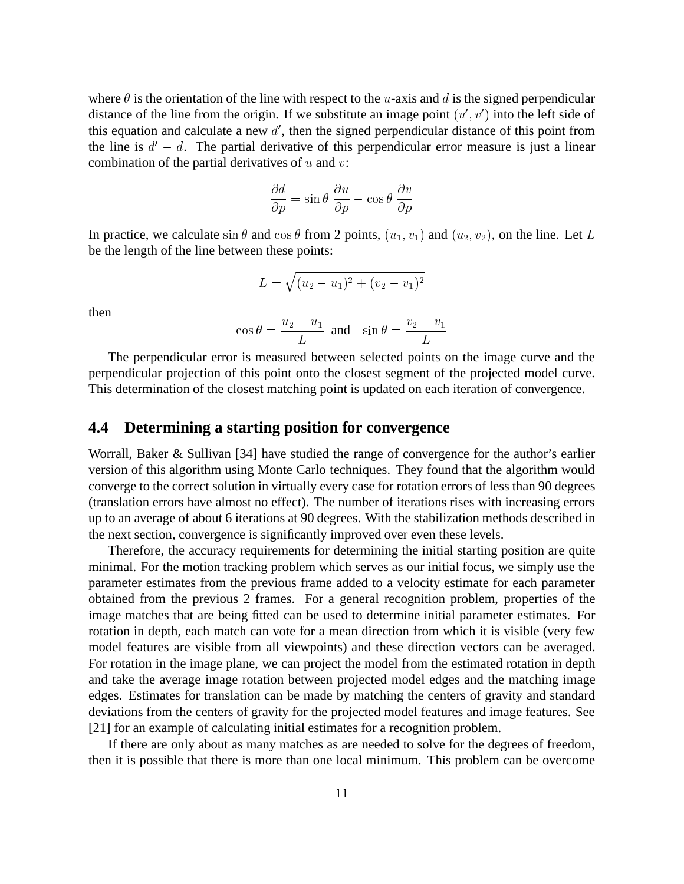where $\theta$ is the orientation of the line with respect to the $u$-axis and $d$ is the signed perpendicular distance of the line from the origin. If we substitute an image point $(u', v')$ into the left side of this equation and calculate a new $d'$, then the signed perpendicular distance of this point from the line is $d' - d$. The partial derivative of this perpendicular error measure is just a linear combination of the partial derivatives of $u$ and $v$:

$$\frac{\partial d}{\partial p} = \sin\theta \, \frac{\partial u}{\partial p} - \cos\theta \, \frac{\partial v}{\partial p}$$

In practice, we calculate $\sin\theta$ and $\cos\theta$ from 2 points, $(u_1, v_1)$ and $(u_2, v_2)$, on the line. Let $L$ be the length of the line between these points:

$$L = \sqrt{(u_2 - u_1)^2 + (v_2 - v_1)^2}$$

then

$$\cos\theta = \frac{u_2 - u_1}{L} \text{ and } \sin\theta = \frac{v_2 - v_1}{L}$$

The perpendicular error is measured between selected points on the image curve and the perpendicular projection of this point onto the closest segment of the projected model curve. This determination of the closest matching point is updated on each iteration of convergence.

## 4.4 Determining a starting position for convergence

Worrall, Baker & Sullivan [34] have studied the range of convergence for the author's earlier version of this algorithm using Monte Carlo techniques. They found that the algorithm would converge to the correct solution in virtually every case for rotation errors of less than 90 degrees (translation errors have almost no effect). The number of iterations rises with increasing errors up to an average of about 6 iterations at 90 degrees. With the stabilization methods described in the next section, convergence is significantly improved over even these levels.

Therefore, the accuracy requirements for determining the initial starting position are quite minimal. For the motion tracking problem which serves as our initial focus, we simply use the parameter estimates from the previous frame added to a velocity estimate for each parameter obtained from the previous 2 frames. For a general recognition problem, properties of the image matches that are being fitted can be used to determine initial parameter estimates. For rotation in depth, each match can vote for a mean direction from which it is visible (very few model features are visible from all viewpoints) and these direction vectors can be averaged. For rotation in the image plane, we can project the model from the estimated rotation in depth and take the average image rotation between projected model edges and the matching image edges. Estimates for translation can be made by matching the centers of gravity and standard deviations from the centers of gravity for the projected model features and image features. See [21] for an example of calculating initial estimates for a recognition problem.

If there are only about as many matches as are needed to solve for the degrees of freedom, then it is possible that there is more than one local minimum. This problem can be overcome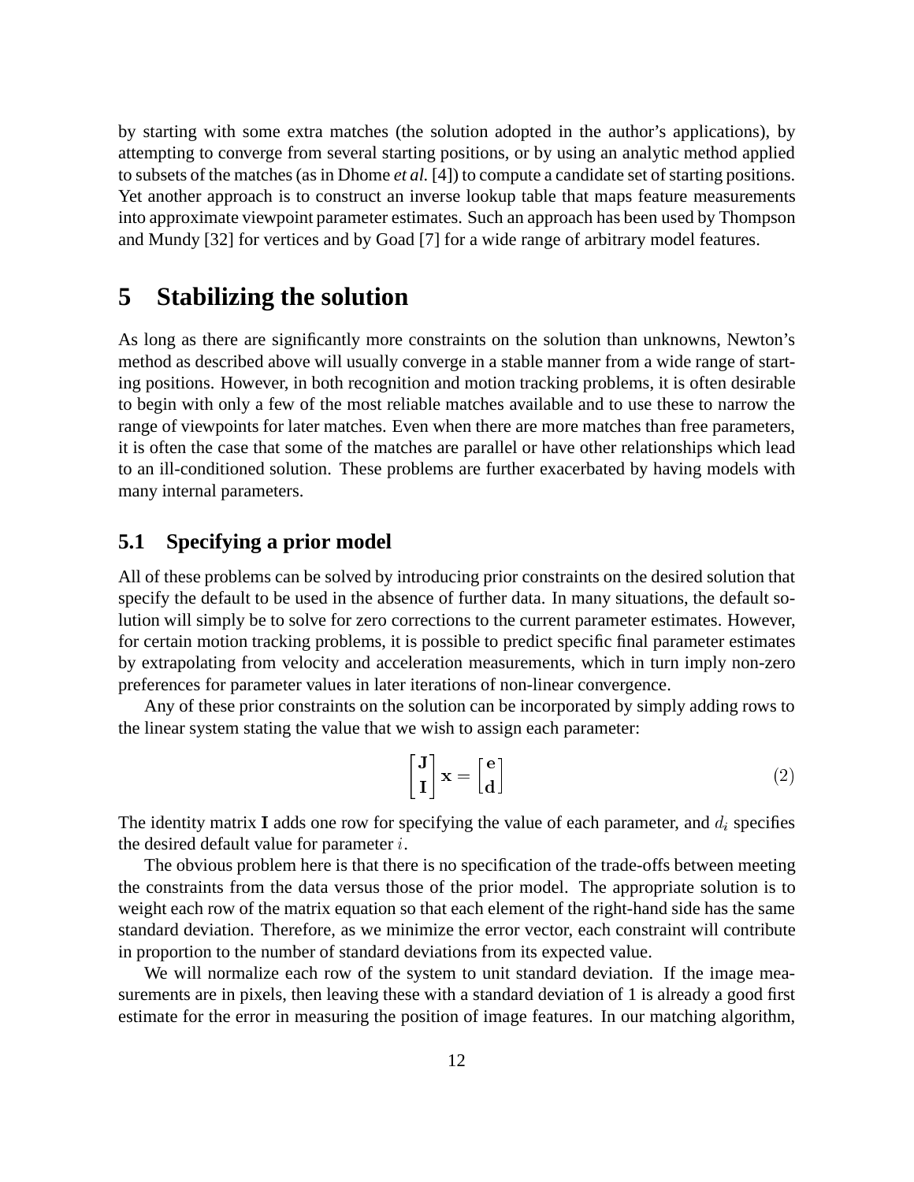by starting with some extra matches (the solution adopted in the author's applications), by attempting to converge from several starting positions, or by using an analytic method applied to subsets of the matches (as in Dhome *et al.* [4]) to compute a candidate set of starting positions. Yet another approach is to construct an inverse lookup table that maps feature measurements into approximate viewpoint parameter estimates. Such an approach has been used by Thompson and Mundy [32] for vertices and by Goad [7] for a wide range of arbitrary model features.

# 5 Stabilizing the solution

As long as there are significantly more constraints on the solution than unknowns, Newton's method as described above will usually converge in a stable manner from a wide range of starting positions. However, in both recognition and motion tracking problems, it is often desirable to begin with only a few of the most reliable matches available and to use these to narrow the range of viewpoints for later matches. Even when there are more matches than free parameters, it is often the case that some of the matches are parallel or have other relationships which lead to an ill-conditioned solution. These problems are further exacerbated by having models with many internal parameters.

## 5.1 Specifying a prior model

All of these problems can be solved by introducing prior constraints on the desired solution that specify the default to be used in the absence of further data. In many situations, the default solution will simply be to solve for zero corrections to the current parameter estimates. However, for certain motion tracking problems, it is possible to predict specific final parameter estimates by extrapolating from velocity and acceleration measurements, which in turn imply non-zero preferences for parameter values in later iterations of non-linear convergence.

Any of these prior constraints on the solution can be incorporated by simply adding rows to the linear system stating the value that we wish to assign each parameter:

$$\begin{bmatrix} \mathbf{J} \\ \mathbf{I} \end{bmatrix} \mathbf{x} = \begin{bmatrix} \mathbf{e} \\ \mathbf{d} \end{bmatrix} \tag{2}$$

The identity matrix **I** adds one row for specifying the value of each parameter, and $d_i$ specifies the desired default value for parameter $i$.

The obvious problem here is that there is no specification of the trade-offs between meeting the constraints from the data versus those of the prior model. The appropriate solution is to weight each row of the matrix equation so that each element of the right-hand side has the same standard deviation. Therefore, as we minimize the error vector, each constraint will contribute in proportion to the number of standard deviations from its expected value.

We will normalize each row of the system to unit standard deviation. If the image measurements are in pixels, then leaving these with a standard deviation of 1 is already a good first estimate for the error in measuring the position of image features. In our matching algorithm,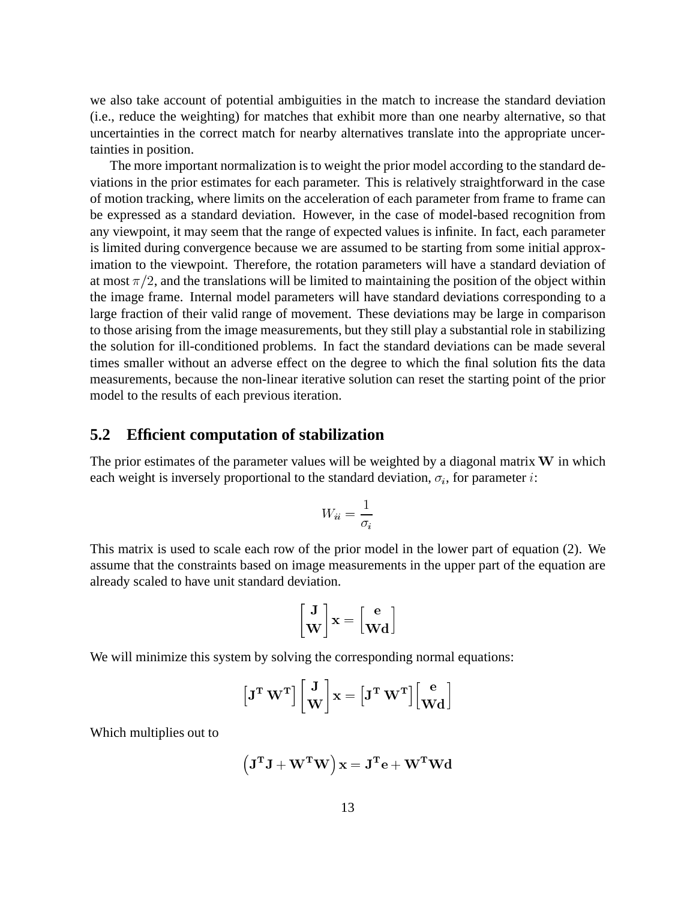we also take account of potential ambiguities in the match to increase the standard deviation (i.e., reduce the weighting) for matches that exhibit more than one nearby alternative, so that uncertainties in the correct match for nearby alternatives translate into the appropriate uncertainties in position.

The more important normalization is to weight the prior model according to the standard deviations in the prior estimates for each parameter. This is relatively straightforward in the case of motion tracking, where limits on the acceleration of each parameter from frame to frame can be expressed as a standard deviation. However, in the case of model-based recognition from any viewpoint, it may seem that the range of expected values is infinite. In fact, each parameter is limited during convergence because we are assumed to be starting from some initial approximation to the viewpoint. Therefore, the rotation parameters will have a standard deviation of at most $\pi/2$, and the translations will be limited to maintaining the position of the object within the image frame. Internal model parameters will have standard deviations corresponding to a large fraction of their valid range of movement. These deviations may be large in comparison to those arising from the image measurements, but they still play a substantial role in stabilizing the solution for ill-conditioned problems. In fact the standard deviations can be made several times smaller without an adverse effect on the degree to which the final solution fits the data measurements, because the non-linear iterative solution can reset the starting point of the prior model to the results of each previous iteration.

## 5.2 Efficient computation of stabilization

The prior estimates of the parameter values will be weighted by a diagonal matrix $\mathbf{W}$ in which each weight is inversely proportional to the standard deviation, $\sigma_i$, for parameter $i$:

$$W_{ii} = \frac{1}{\sigma_i}$$

This matrix is used to scale each row of the prior model in the lower part of equation (2). We assume that the constraints based on image measurements in the upper part of the equation are already scaled to have unit standard deviation.

$$\begin{bmatrix} \mathbf{J} \\ \mathbf{W} \end{bmatrix} \mathbf{x} = \begin{bmatrix} \mathbf{e} \\ \mathbf{Wd} \end{bmatrix}$$

We will minimize this system by solving the corresponding normal equations:

$$\begin{bmatrix} \mathbf{J^T} \; \mathbf{W^T} \end{bmatrix} \begin{bmatrix} \mathbf{J} \\ \mathbf{W} \end{bmatrix} \mathbf{x} = \begin{bmatrix} \mathbf{J^T} \; \mathbf{W^T} \end{bmatrix} \begin{bmatrix} \mathbf{e} \\ \mathbf{Wd} \end{bmatrix}$$

Which multiplies out to

$$\left( \mathbf{J^T J} + \mathbf{W^T W} \right) \mathbf{x} = \mathbf{J^T e} + \mathbf{W^T W d}$$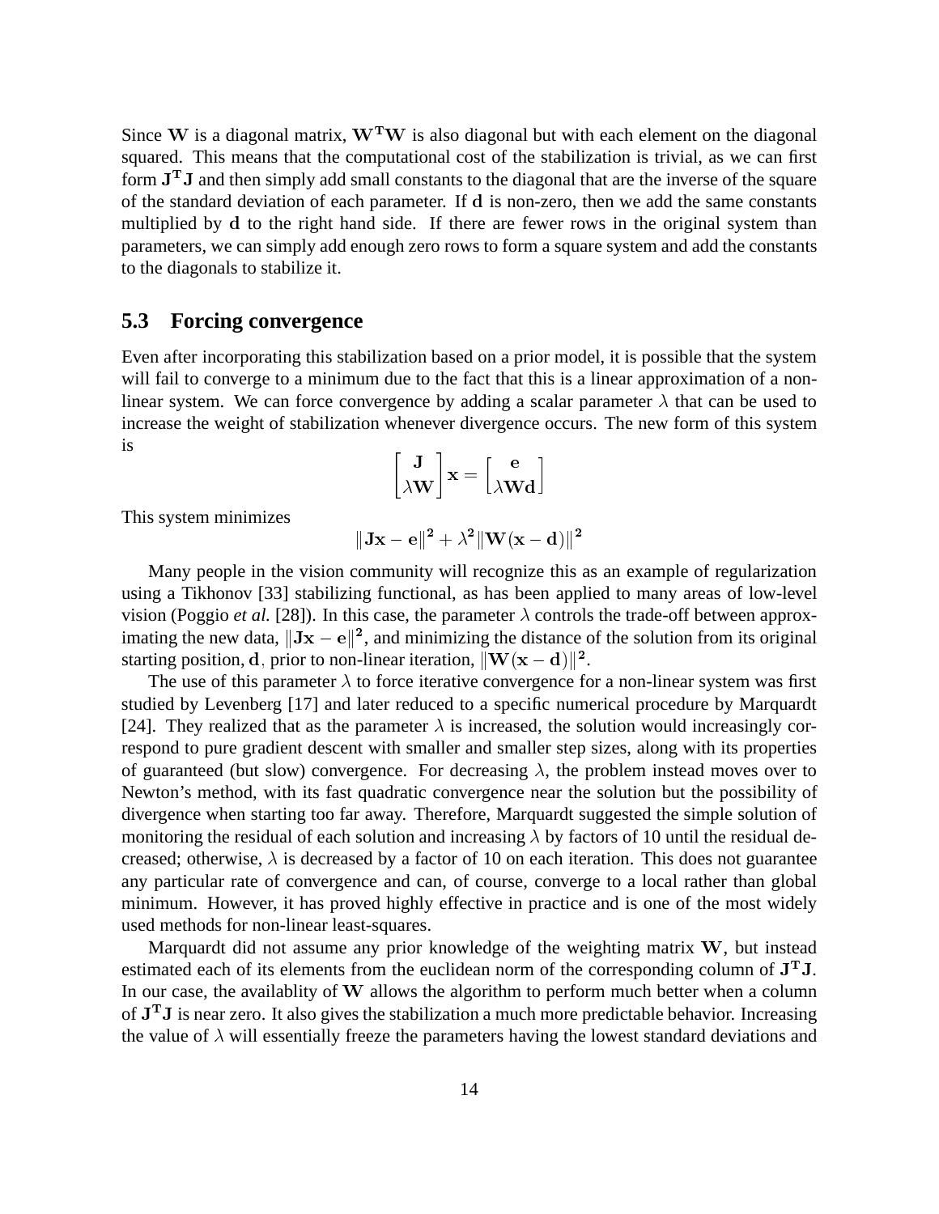Since $\mathbf{W}$ is a diagonal matrix, $\mathbf{W^T W}$ is also diagonal but with each element on the diagonal squared. This means that the computational cost of the stabilization is trivial, as we can first form $\mathbf{J^T J}$ and then simply add small constants to the diagonal that are the inverse of the square of the standard deviation of each parameter. If $\mathbf{d}$ is non-zero, then we add the same constants multiplied by $\mathbf{d}$ to the right hand side. If there are fewer rows in the original system than parameters, we can simply add enough zero rows to form a square system and add the constants to the diagonals to stabilize it.

## 5.3 Forcing convergence

Even after incorporating this stabilization based on a prior model, it is possible that the system will fail to converge to a minimum due to the fact that this is a linear approximation of a non-linear system. We can force convergence by adding a scalar parameter $\lambda$ that can be used to increase the weight of stabilization whenever divergence occurs. The new form of this system is

$$\begin{bmatrix} \mathbf{J} \\ \lambda \mathbf{W} \end{bmatrix} \mathbf{x} = \begin{bmatrix} \mathbf{e} \\ \lambda \mathbf{W d} \end{bmatrix}$$

This system minimizes

$$\|\mathbf{Jx} - \mathbf{e}\|^2 + \lambda^2 \|\mathbf{W}(\mathbf{x} - \mathbf{d})\|^2$$

Many people in the vision community will recognize this as an example of regularization using a Tikhonov [33] stabilizing functional, as has been applied to many areas of low-level vision (Poggio *et al.* [28]). In this case, the parameter $\lambda$ controls the trade-off between approximating the new data, $\|\mathbf{Jx} - \mathbf{e}\|^2$, and minimizing the distance of the solution from its original starting position, $\mathbf{d}$, prior to non-linear iteration, $\|\mathbf{W}(\mathbf{x} - \mathbf{d})\|^2$.

The use of this parameter $\lambda$ to force iterative convergence for a non-linear system was first studied by Levenberg [17] and later reduced to a specific numerical procedure by Marquardt [24]. They realized that as the parameter $\lambda$ is increased, the solution would increasingly correspond to pure gradient descent with smaller and smaller step sizes, along with its properties of guaranteed (but slow) convergence. For decreasing $\lambda$, the problem instead moves over to Newton's method, with its fast quadratic convergence near the solution but the possibility of divergence when starting too far away. Therefore, Marquardt suggested the simple solution of monitoring the residual of each solution and increasing $\lambda$ by factors of 10 until the residual decreased; otherwise, $\lambda$ is decreased by a factor of 10 on each iteration. This does not guarantee any particular rate of convergence and can, of course, converge to a local rather than global minimum. However, it has proved highly effective in practice and is one of the most widely used methods for non-linear least-squares.

Marquardt did not assume any prior knowledge of the weighting matrix $\mathbf{W}$, but instead estimated each of its elements from the euclidean norm of the corresponding column of $\mathbf{J^T J}$. In our case, the availablity of $\mathbf{W}$ allows the algorithm to perform much better when a column of $\mathbf{J^T J}$ is near zero. It also gives the stabilization a much more predictable behavior. Increasing the value of $\lambda$ will essentially freeze the parameters having the lowest standard deviations and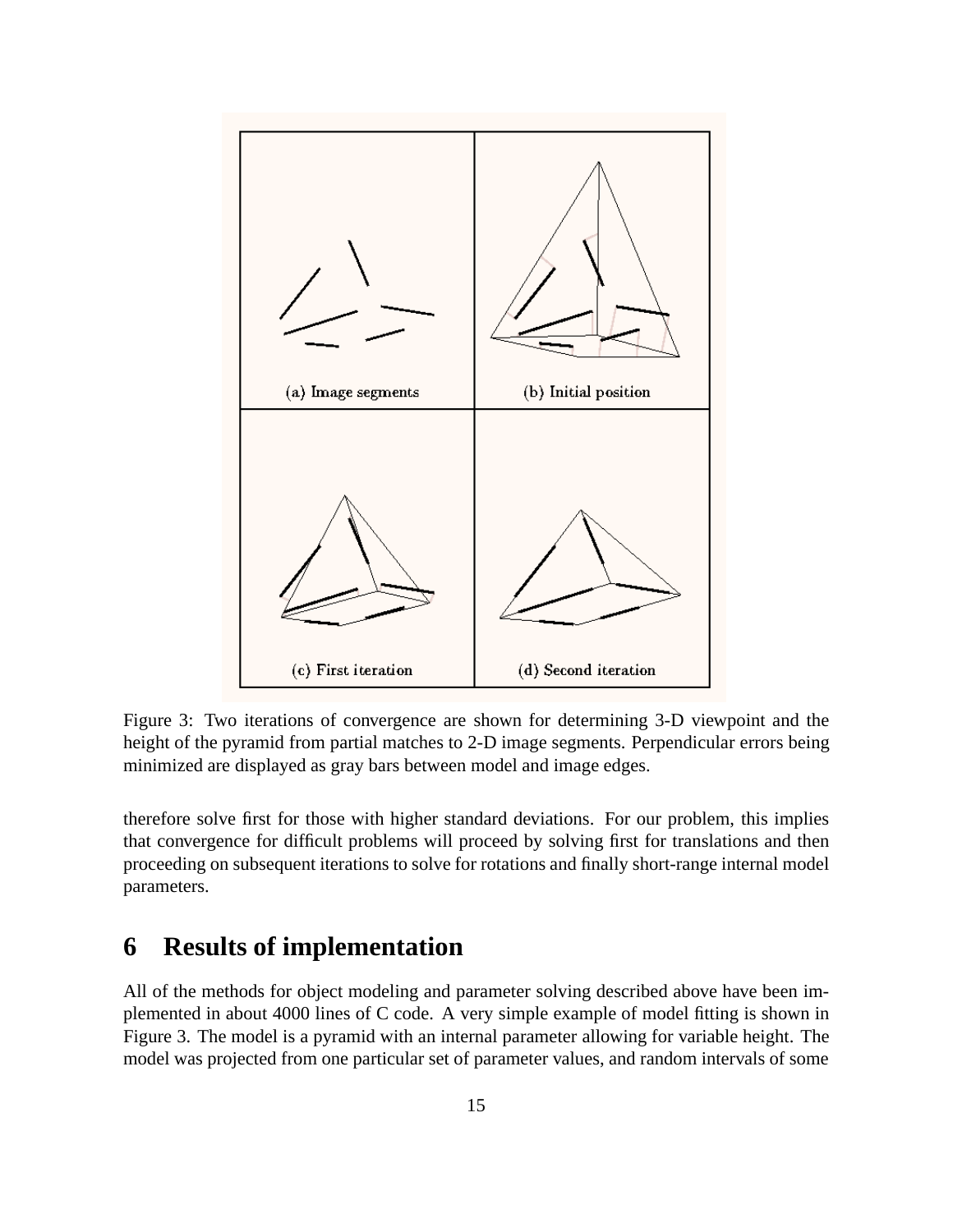Figure 3: Two iterations of convergence are shown for determining 3-D viewpoint and the height of the pyramid from partial matches to 2-D image segments. Perpendicular errors being minimized are displayed as gray bars between model and image edges.

therefore solve first for those with higher standard deviations. For our problem, this implies that convergence for difficult problems will proceed by solving first for translations and then proceeding on subsequent iterations to solve for rotations and finally short-range internal model parameters.

## 6 Results of implementation

All of the methods for object modeling and parameter solving described above have been implemented in about 4000 lines of C code. A very simple example of model fitting is shown in Figure 3. The model is a pyramid with an internal parameter allowing for variable height. The model was projected from one particular set of parameter values, and random intervals of some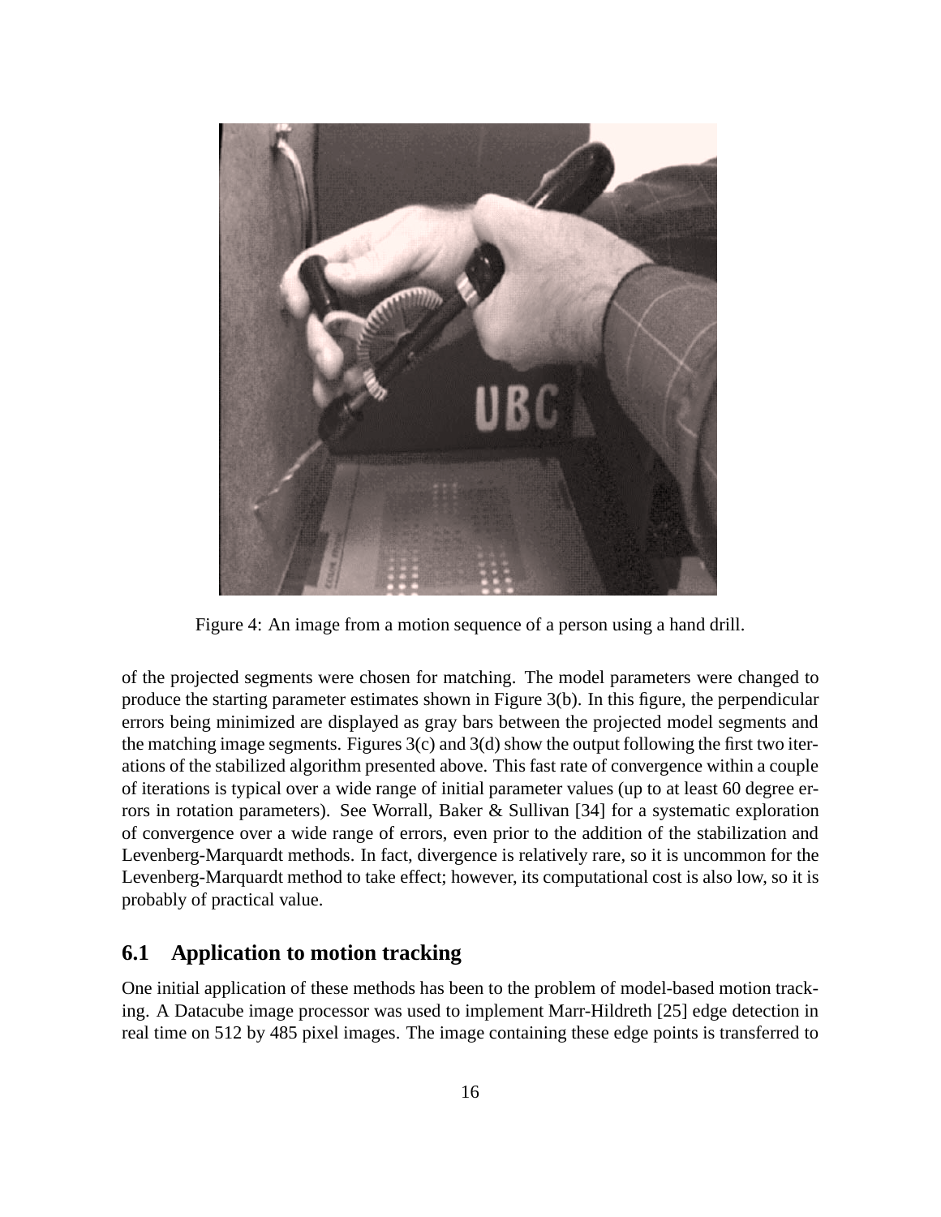Figure 4: An image from a motion sequence of a person using a hand drill.

of the projected segments were chosen for matching. The model parameters were changed to produce the starting parameter estimates shown in Figure 3(b). In this figure, the perpendicular errors being minimized are displayed as gray bars between the projected model segments and the matching image segments. Figures 3(c) and 3(d) show the output following the first two iterations of the stabilized algorithm presented above. This fast rate of convergence within a couple of iterations is typical over a wide range of initial parameter values (up to at least 60 degree errors in rotation parameters). See Worrall, Baker & Sullivan [34] for a systematic exploration of convergence over a wide range of errors, even prior to the addition of the stabilization and Levenberg-Marquardt methods. In fact, divergence is relatively rare, so it is uncommon for the Levenberg-Marquardt method to take effect; however, its computational cost is also low, so it is probably of practical value.

## 6.1 Application to motion tracking

One initial application of these methods has been to the problem of model-based motion tracking. A Datacube image processor was used to implement Marr-Hildreth [25] edge detection in real time on 512 by 485 pixel images. The image containing these edge points is transferred to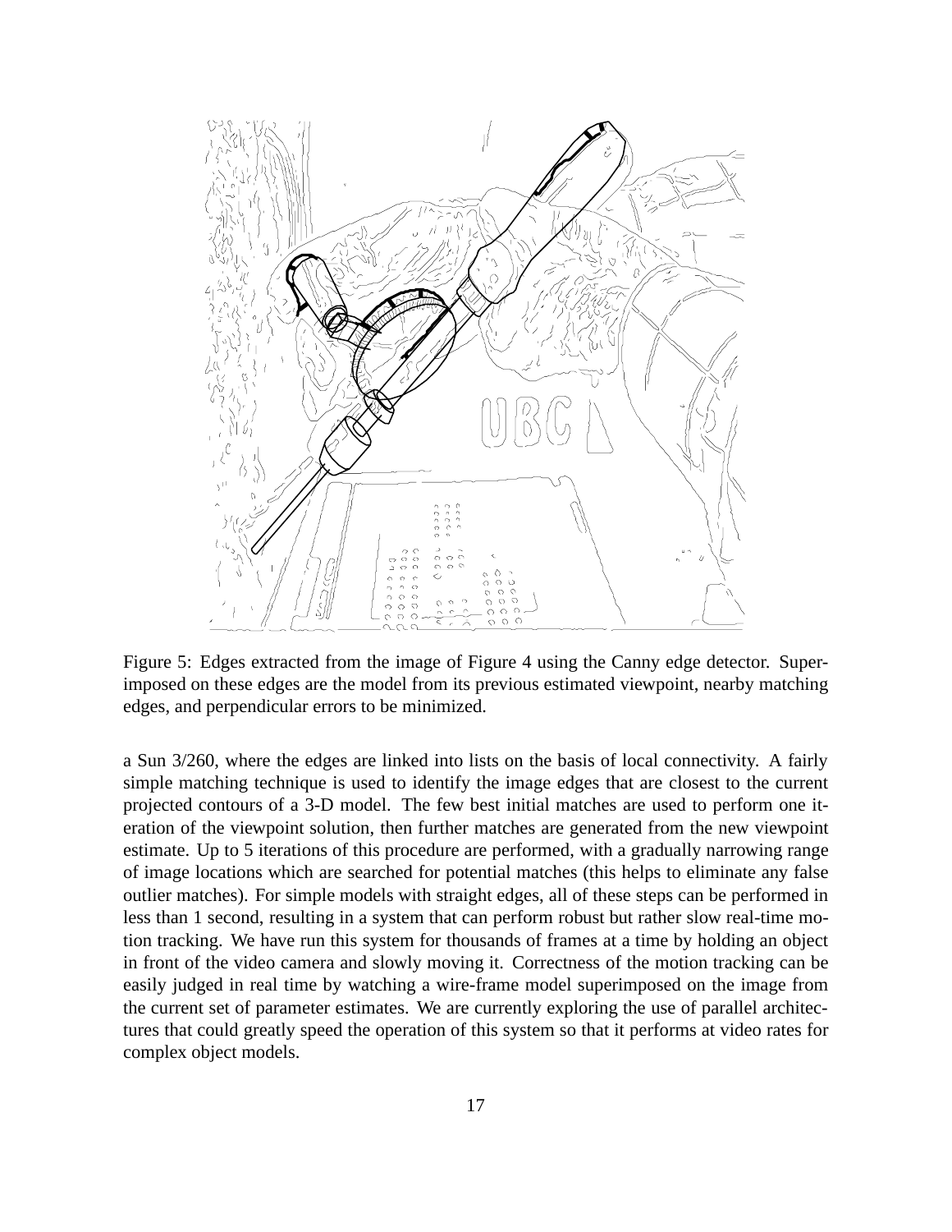Figure 5: Edges extracted from the image of Figure 4 using the Canny edge detector. Superimposed on these edges are the model from its previous estimated viewpoint, nearby matching edges, and perpendicular errors to be minimized.

a Sun 3/260, where the edges are linked into lists on the basis of local connectivity. A fairly simple matching technique is used to identify the image edges that are closest to the current projected contours of a 3-D model. The few best initial matches are used to perform one iteration of the viewpoint solution, then further matches are generated from the new viewpoint estimate. Up to 5 iterations of this procedure are performed, with a gradually narrowing range of image locations which are searched for potential matches (this helps to eliminate any false outlier matches). For simple models with straight edges, all of these steps can be performed in less than 1 second, resulting in a system that can perform robust but rather slow real-time motion tracking. We have run this system for thousands of frames at a time by holding an object in front of the video camera and slowly moving it. Correctness of the motion tracking can be easily judged in real time by watching a wire-frame model superimposed on the image from the current set of parameter estimates. We are currently exploring the use of parallel architectures that could greatly speed the operation of this system so that it performs at video rates for complex object models.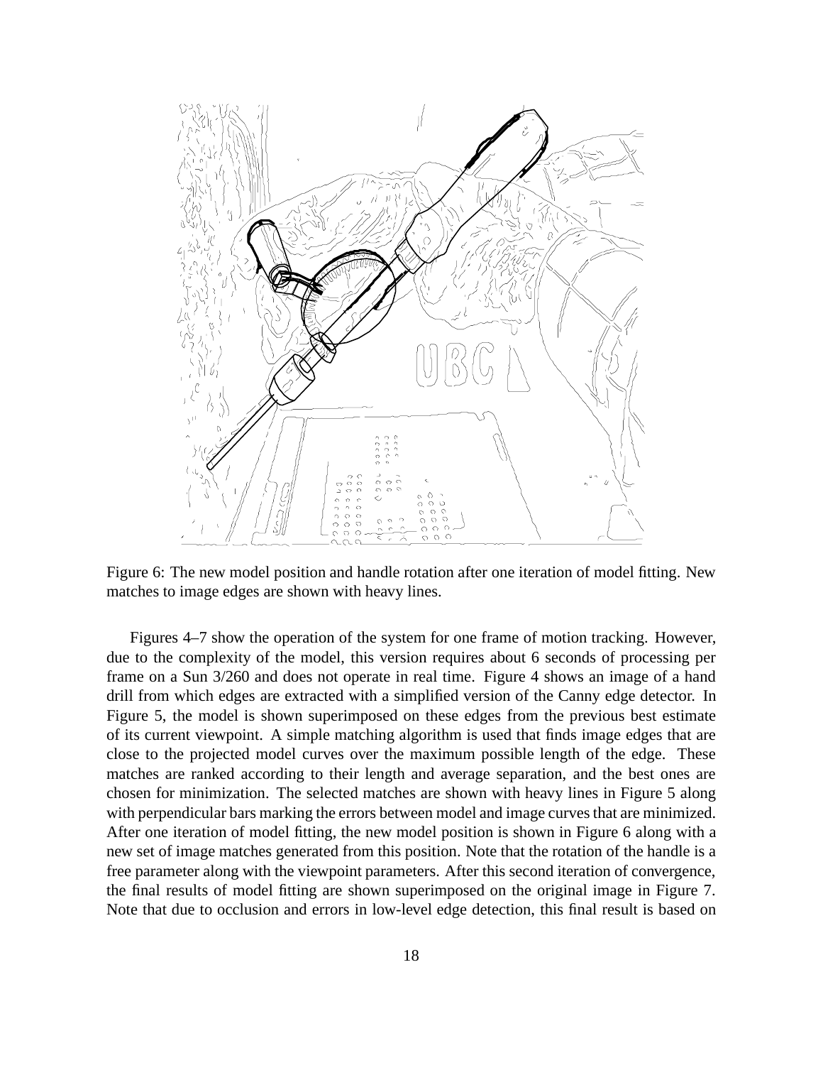Figure 6: The new model position and handle rotation after one iteration of model fitting. New matches to image edges are shown with heavy lines.

Figures 4–7 show the operation of the system for one frame of motion tracking. However, due to the complexity of the model, this version requires about 6 seconds of processing per frame on a Sun 3/260 and does not operate in real time. Figure 4 shows an image of a hand drill from which edges are extracted with a simplified version of the Canny edge detector. In Figure 5, the model is shown superimposed on these edges from the previous best estimate of its current viewpoint. A simple matching algorithm is used that finds image edges that are close to the projected model curves over the maximum possible length of the edge. These matches are ranked according to their length and average separation, and the best ones are chosen for minimization. The selected matches are shown with heavy lines in Figure 5 along with perpendicular bars marking the errors between model and image curves that are minimized. After one iteration of model fitting, the new model position is shown in Figure 6 along with a new set of image matches generated from this position. Note that the rotation of the handle is a free parameter along with the viewpoint parameters. After this second iteration of convergence, the final results of model fitting are shown superimposed on the original image in Figure 7. Note that due to occlusion and errors in low-level edge detection, this final result is based on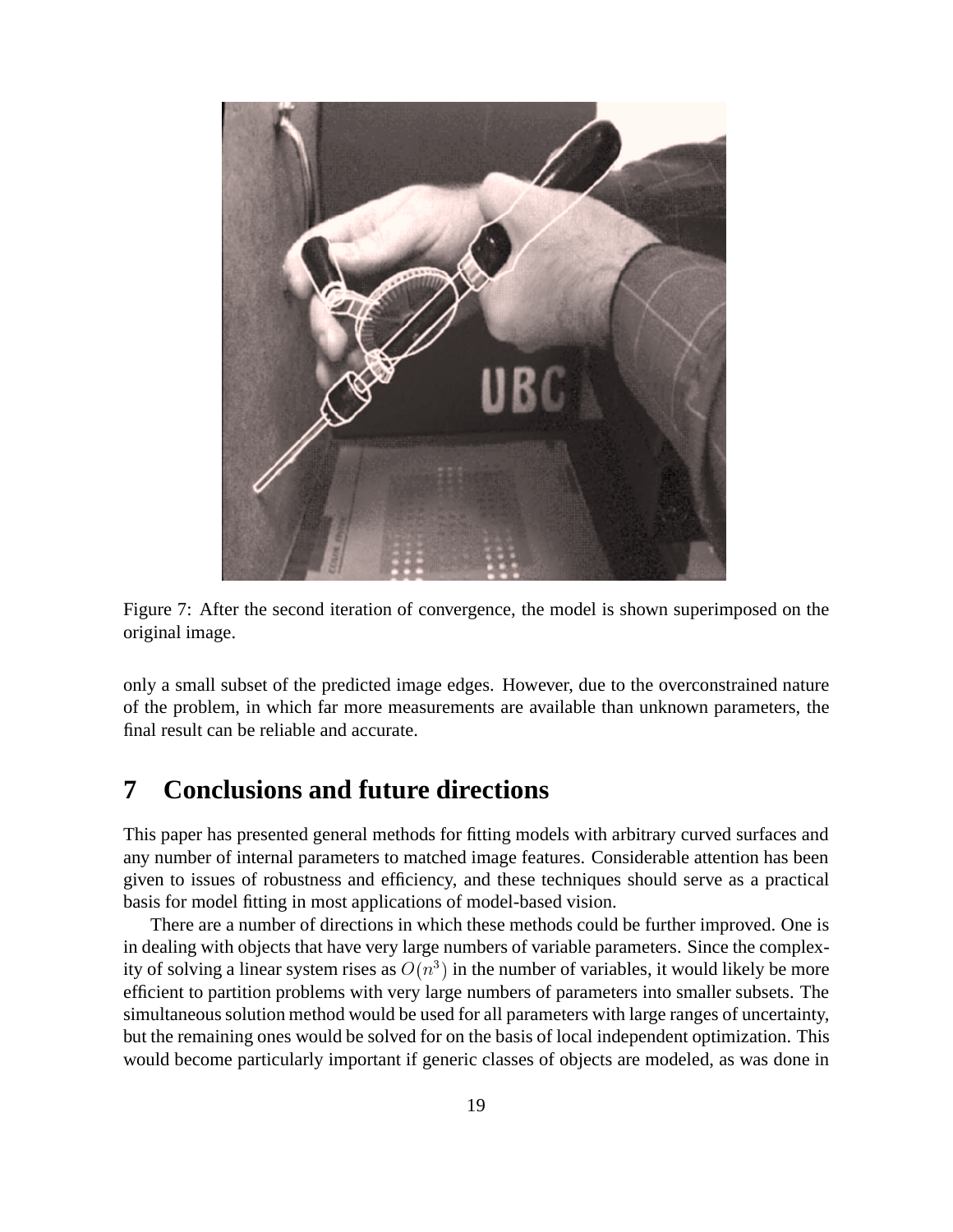Figure 7: After the second iteration of convergence, the model is shown superimposed on the original image.

only a small subset of the predicted image edges. However, due to the overconstrained nature of the problem, in which far more measurements are available than unknown parameters, the final result can be reliable and accurate.

## 7 Conclusions and future directions

This paper has presented general methods for fitting models with arbitrary curved surfaces and any number of internal parameters to matched image features. Considerable attention has been given to issues of robustness and efficiency, and these techniques should serve as a practical basis for model fitting in most applications of model-based vision.

There are a number of directions in which these methods could be further improved. One is in dealing with objects that have very large numbers of variable parameters. Since the complexity of solving a linear system rises as $O(n^3)$ in the number of variables, it would likely be more efficient to partition problems with very large numbers of parameters into smaller subsets. The simultaneous solution method would be used for all parameters with large ranges of uncertainty, but the remaining ones would be solved for on the basis of local independent optimization. This would become particularly important if generic classes of objects are modeled, as was done in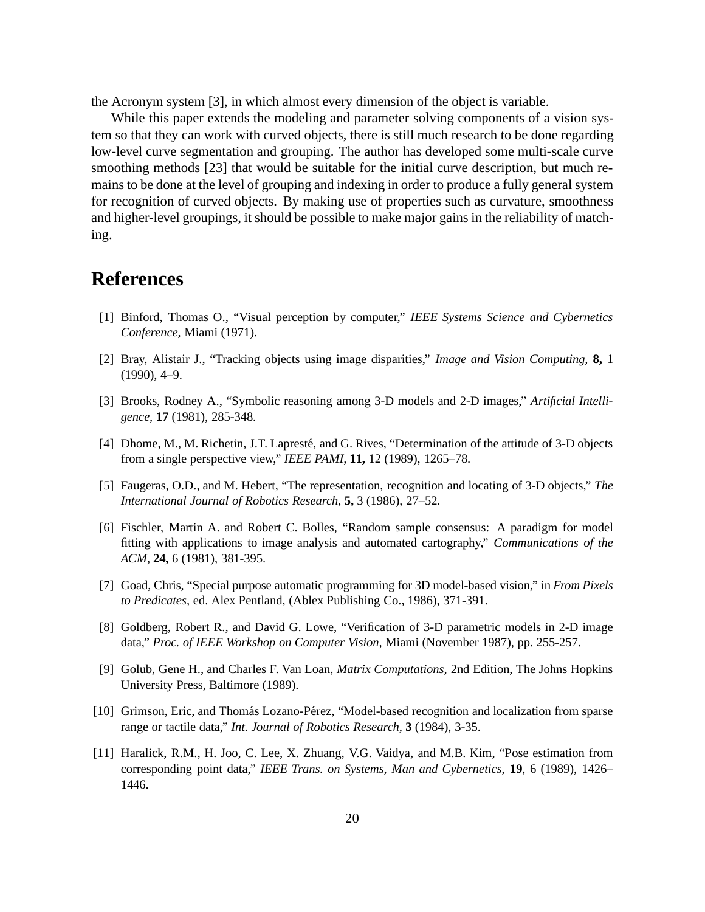the Acronym system [3], in which almost every dimension of the object is variable.

While this paper extends the modeling and parameter solving components of a vision system so that they can work with curved objects, there is still much research to be done regarding low-level curve segmentation and grouping. The author has developed some multi-scale curve smoothing methods [23] that would be suitable for the initial curve description, but much remains to be done at the level of grouping and indexing in order to produce a fully general system for recognition of curved objects. By making use of properties such as curvature, smoothness and higher-level groupings, it should be possible to make major gains in the reliability of matching.

# References

[1] Binford, Thomas O., "Visual perception by computer," *IEEE Systems Science and Cybernetics Conference,* Miami (1971).

[2] Bray, Alistair J., "Tracking objects using image disparities," *Image and Vision Computing,* **8,** 1 (1990), 4–9.

[3] Brooks, Rodney A., "Symbolic reasoning among 3-D models and 2-D images," *Artificial Intelligence,* **17** (1981), 285-348.

[4] Dhome, M., M. Richetin, J.T. Lapresté, and G. Rives, "Determination of the attitude of 3-D objects from a single perspective view," *IEEE PAMI,* **11,** 12 (1989), 1265–78.

[5] Faugeras, O.D., and M. Hebert, "The representation, recognition and locating of 3-D objects," *The International Journal of Robotics Research,* **5,** 3 (1986), 27–52.

[6] Fischler, Martin A. and Robert C. Bolles, "Random sample consensus: A paradigm for model fitting with applications to image analysis and automated cartography," *Communications of the ACM,* **24,** 6 (1981), 381-395.

[7] Goad, Chris, "Special purpose automatic programming for 3D model-based vision," in *From Pixels to Predicates,* ed. Alex Pentland, (Ablex Publishing Co., 1986), 371-391.

[8] Goldberg, Robert R., and David G. Lowe, "Verification of 3-D parametric models in 2-D image data," *Proc. of IEEE Workshop on Computer Vision,* Miami (November 1987), pp. 255-257.

[9] Golub, Gene H., and Charles F. Van Loan, *Matrix Computations,* 2nd Edition, The Johns Hopkins University Press, Baltimore (1989).

[10] Grimson, Eric, and Thomás Lozano-Pérez, "Model-based recognition and localization from sparse range or tactile data," *Int. Journal of Robotics Research,* **3** (1984), 3-35.

[11] Haralick, R.M., H. Joo, C. Lee, X. Zhuang, V.G. Vaidya, and M.B. Kim, "Pose estimation from corresponding point data," *IEEE Trans. on Systems, Man and Cybernetics,* **19**, 6 (1989), 1426–1446.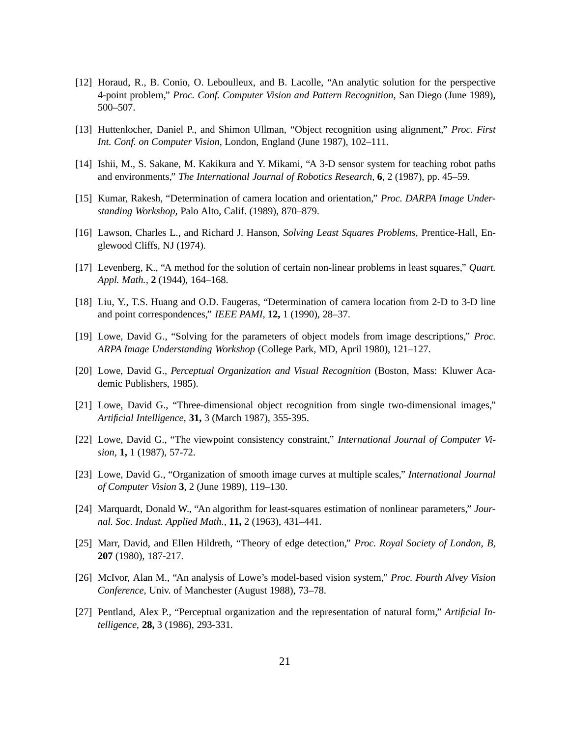[12] Horaud, R., B. Conio, O. Leboulleux, and B. Lacolle, "An analytic solution for the perspective 4-point problem," *Proc. Conf. Computer Vision and Pattern Recognition,* San Diego (June 1989), 500–507.

[13] Huttenlocher, Daniel P., and Shimon Ullman, "Object recognition using alignment," *Proc. First Int. Conf. on Computer Vision,* London, England (June 1987), 102–111.

[14] Ishii, M., S. Sakane, M. Kakikura and Y. Mikami, "A 3-D sensor system for teaching robot paths and environments," *The International Journal of Robotics Research,* **6**, 2 (1987), pp. 45–59.

[15] Kumar, Rakesh, "Determination of camera location and orientation," *Proc. DARPA Image Understanding Workshop,* Palo Alto, Calif. (1989), 870–879.

[16] Lawson, Charles L., and Richard J. Hanson, *Solving Least Squares Problems,* Prentice-Hall, Englewood Cliffs, NJ (1974).

[17] Levenberg, K., "A method for the solution of certain non-linear problems in least squares," *Quart. Appl. Math.,* **2** (1944), 164–168.

[18] Liu, Y., T.S. Huang and O.D. Faugeras, "Determination of camera location from 2-D to 3-D line and point correspondences," *IEEE PAMI,* **12,** 1 (1990), 28–37.

[19] Lowe, David G., "Solving for the parameters of object models from image descriptions," *Proc. ARPA Image Understanding Workshop* (College Park, MD, April 1980), 121–127.

[20] Lowe, David G., *Perceptual Organization and Visual Recognition* (Boston, Mass: Kluwer Academic Publishers, 1985).

[21] Lowe, David G., "Three-dimensional object recognition from single two-dimensional images," *Artificial Intelligence,* **31,** 3 (March 1987), 355-395.

[22] Lowe, David G., "The viewpoint consistency constraint," *International Journal of Computer Vision,* **1,** 1 (1987), 57-72.

[23] Lowe, David G., "Organization of smooth image curves at multiple scales," *International Journal of Computer Vision* **3**, 2 (June 1989), 119–130.

[24] Marquardt, Donald W., "An algorithm for least-squares estimation of nonlinear parameters," *Journal. Soc. Indust. Applied Math.,* **11,** 2 (1963), 431–441.

[25] Marr, David, and Ellen Hildreth, "Theory of edge detection," *Proc. Royal Society of London, B,* **207** (1980), 187-217.

[26] McIvor, Alan M., "An analysis of Lowe's model-based vision system," *Proc. Fourth Alvey Vision Conference,* Univ. of Manchester (August 1988), 73–78.

[27] Pentland, Alex P., "Perceptual organization and the representation of natural form," *Artificial Intelligence,* **28,** 3 (1986), 293-331.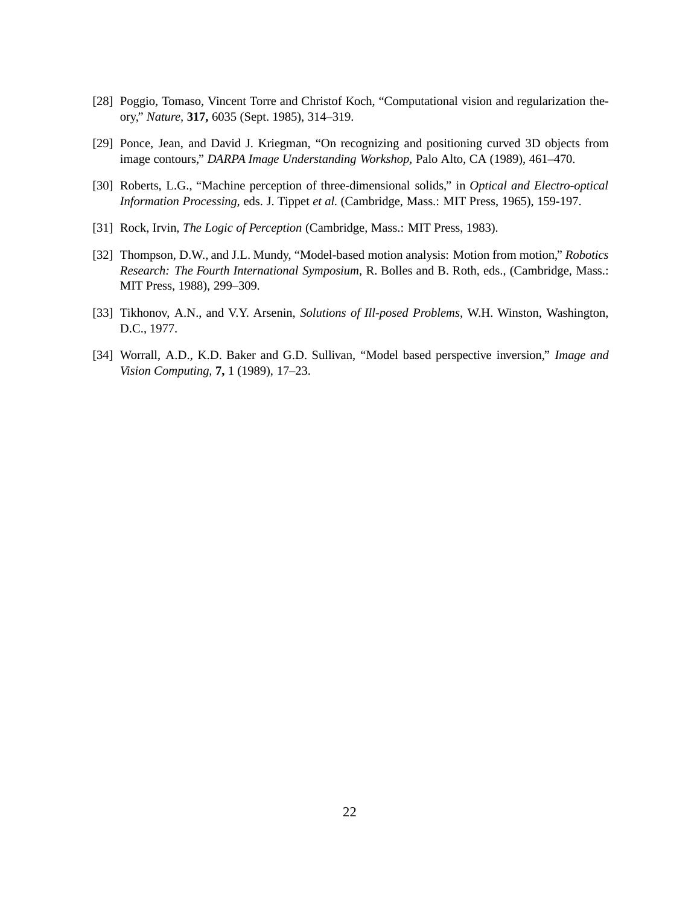[28] Poggio, Tomaso, Vincent Torre and Christof Koch, "Computational vision and regularization theory," *Nature,* **317,** 6035 (Sept. 1985), 314–319.

[29] Ponce, Jean, and David J. Kriegman, "On recognizing and positioning curved 3D objects from image contours," *DARPA Image Understanding Workshop,* Palo Alto, CA (1989), 461–470.

[30] Roberts, L.G., "Machine perception of three-dimensional solids," in *Optical and Electro-optical Information Processing,* eds. J. Tippet *et al.* (Cambridge, Mass.: MIT Press, 1965), 159-197.

[31] Rock, Irvin, *The Logic of Perception* (Cambridge, Mass.: MIT Press, 1983).

[32] Thompson, D.W., and J.L. Mundy, "Model-based motion analysis: Motion from motion," *Robotics Research: The Fourth International Symposium,* R. Bolles and B. Roth, eds., (Cambridge, Mass.: MIT Press, 1988), 299–309.

[33] Tikhonov, A.N., and V.Y. Arsenin, *Solutions of Ill-posed Problems,* W.H. Winston, Washington, D.C., 1977.

[34] Worrall, A.D., K.D. Baker and G.D. Sullivan, "Model based perspective inversion," *Image and Vision Computing,* **7,** 1 (1989), 17–23.